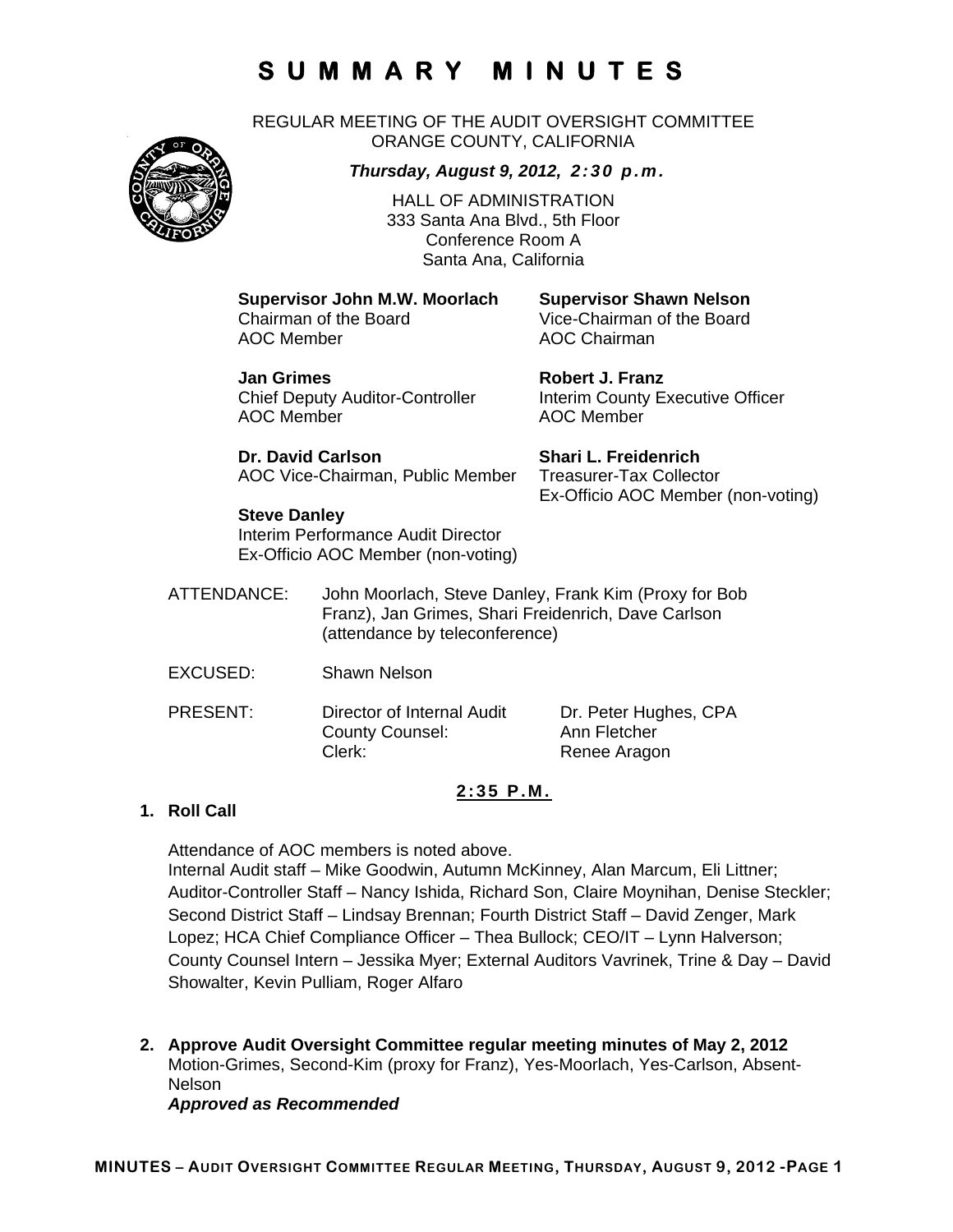# SUMMARY MINUTES

REGULAR MEETING OF THE AUDIT OVERSIGHT COMMITTEE
ORANGE COUNTY, CALIFORNIA

***Thursday, August 9, 2012, 2:30 p.m.***

HALL OF ADMINISTRATION
333 Santa Ana Blvd., 5th Floor
Conference Room A
Santa Ana, California

**Supervisor John M.W. Moorlach**
Chairman of the Board
AOC Member

**Supervisor Shawn Nelson**
Vice-Chairman of the Board
AOC Chairman

**Jan Grimes**
Chief Deputy Auditor-Controller
AOC Member

**Robert J. Franz**
Interim County Executive Officer
AOC Member

**Dr. David Carlson**
AOC Vice-Chairman, Public Member

**Shari L. Freidenrich**
Treasurer-Tax Collector
Ex-Officio AOC Member (non-voting)

**Steve Danley**
Interim Performance Audit Director
Ex-Officio AOC Member (non-voting)

ATTENDANCE: John Moorlach, Steve Danley, Frank Kim (Proxy for Bob Franz), Jan Grimes, Shari Freidenrich, Dave Carlson (attendance by teleconference)

EXCUSED: Shawn Nelson

| PRESENT: | | |
|---|---|---|
| | Director of Internal Audit | Dr. Peter Hughes, CPA |
| | County Counsel: | Ann Fletcher |
| | Clerk: | Renee Aragon |

**2:35 P.M.**

1. **Roll Call**

   Attendance of AOC members is noted above.
   Internal Audit staff – Mike Goodwin, Autumn McKinney, Alan Marcum, Eli Littner; Auditor-Controller Staff – Nancy Ishida, Richard Son, Claire Moynihan, Denise Steckler; Second District Staff – Lindsay Brennan; Fourth District Staff – David Zenger, Mark Lopez; HCA Chief Compliance Officer – Thea Bullock; CEO/IT – Lynn Halverson; County Counsel Intern – Jessika Myer; External Auditors Vavrinek, Trine & Day – David Showalter, Kevin Pulliam, Roger Alfaro

2. **Approve Audit Oversight Committee regular meeting minutes of May 2, 2012**
   Motion-Grimes, Second-Kim (proxy for Franz), Yes-Moorlach, Yes-Carlson, Absent-Nelson
   ***Approved as Recommended***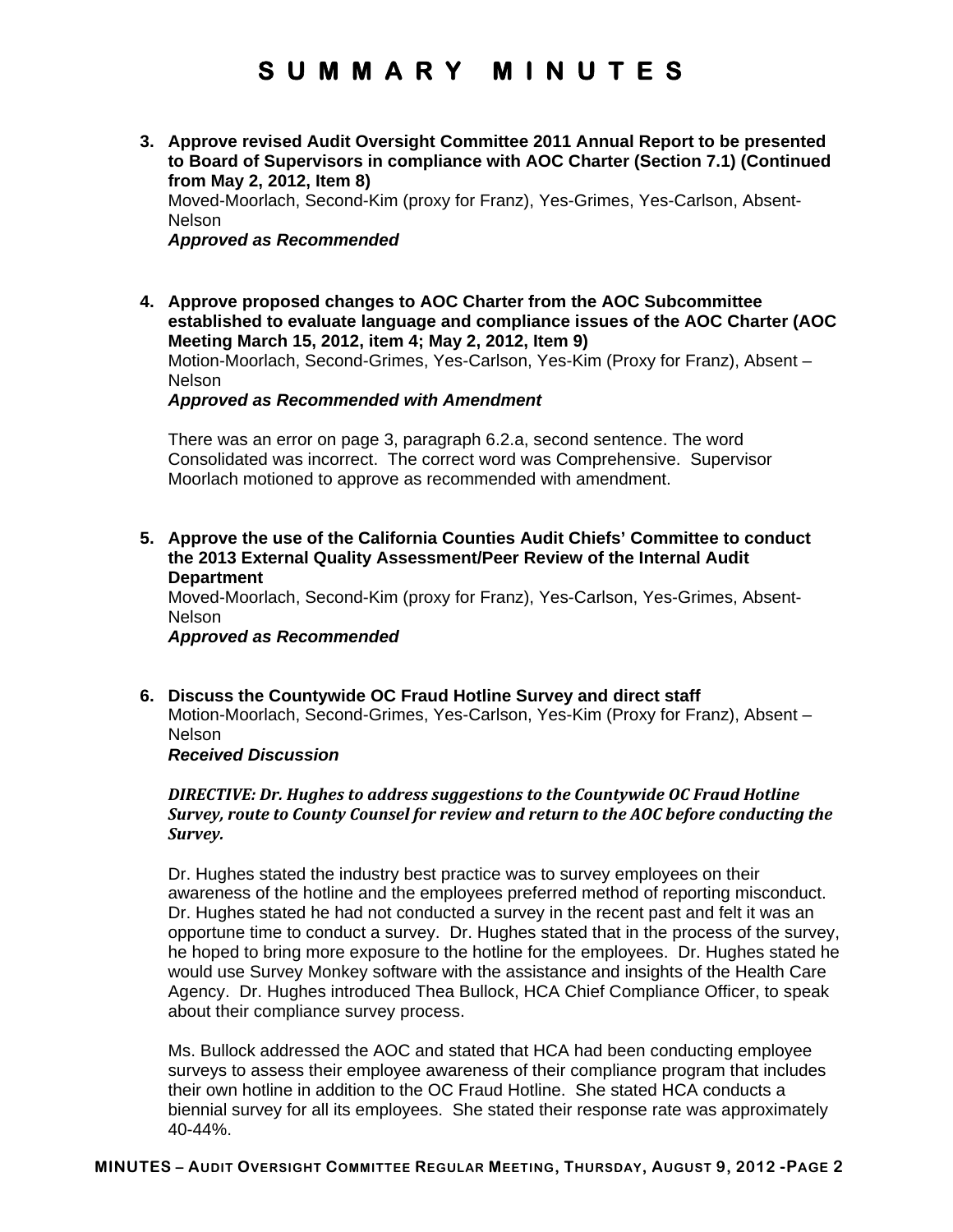# SUMMARY MINUTES

3. **Approve revised Audit Oversight Committee 2011 Annual Report to be presented to Board of Supervisors in compliance with AOC Charter (Section 7.1) (Continued from May 2, 2012, Item 8)**
   Moved-Moorlach, Second-Kim (proxy for Franz), Yes-Grimes, Yes-Carlson, Absent-Nelson
   ***Approved as Recommended***

4. **Approve proposed changes to AOC Charter from the AOC Subcommittee established to evaluate language and compliance issues of the AOC Charter (AOC Meeting March 15, 2012, item 4; May 2, 2012, Item 9)**
   Motion-Moorlach, Second-Grimes, Yes-Carlson, Yes-Kim (Proxy for Franz), Absent – Nelson
   ***Approved as Recommended with Amendment***

   There was an error on page 3, paragraph 6.2.a, second sentence. The word Consolidated was incorrect. The correct word was Comprehensive. Supervisor Moorlach motioned to approve as recommended with amendment.

5. **Approve the use of the California Counties Audit Chiefs' Committee to conduct the 2013 External Quality Assessment/Peer Review of the Internal Audit Department**
   Moved-Moorlach, Second-Kim (proxy for Franz), Yes-Carlson, Yes-Grimes, Absent-Nelson
   ***Approved as Recommended***

6. **Discuss the Countywide OC Fraud Hotline Survey and direct staff**
   Motion-Moorlach, Second-Grimes, Yes-Carlson, Yes-Kim (Proxy for Franz), Absent – Nelson
   ***Received Discussion***

   ***DIRECTIVE: Dr. Hughes to address suggestions to the Countywide OC Fraud Hotline Survey, route to County Counsel for review and return to the AOC before conducting the Survey.***

   Dr. Hughes stated the industry best practice was to survey employees on their awareness of the hotline and the employees preferred method of reporting misconduct. Dr. Hughes stated he had not conducted a survey in the recent past and felt it was an opportune time to conduct a survey. Dr. Hughes stated that in the process of the survey, he hoped to bring more exposure to the hotline for the employees. Dr. Hughes stated he would use Survey Monkey software with the assistance and insights of the Health Care Agency. Dr. Hughes introduced Thea Bullock, HCA Chief Compliance Officer, to speak about their compliance survey process.

   Ms. Bullock addressed the AOC and stated that HCA had been conducting employee surveys to assess their employee awareness of their compliance program that includes their own hotline in addition to the OC Fraud Hotline. She stated HCA conducts a biennial survey for all its employees. She stated their response rate was approximately 40-44%.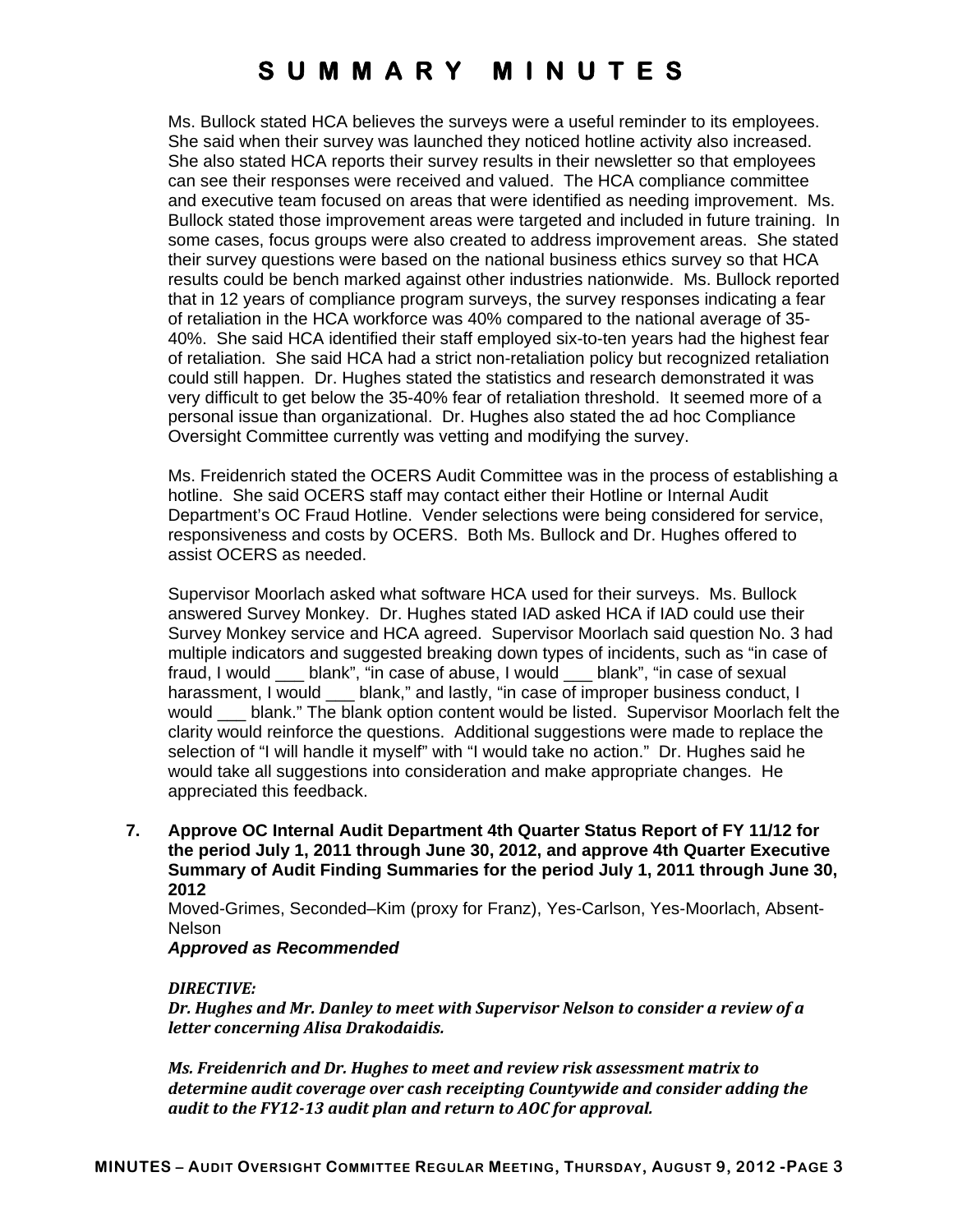Ms. Bullock stated HCA believes the surveys were a useful reminder to its employees. She said when their survey was launched they noticed hotline activity also increased. She also stated HCA reports their survey results in their newsletter so that employees can see their responses were received and valued. The HCA compliance committee and executive team focused on areas that were identified as needing improvement. Ms. Bullock stated those improvement areas were targeted and included in future training. In some cases, focus groups were also created to address improvement areas. She stated their survey questions were based on the national business ethics survey so that HCA results could be bench marked against other industries nationwide. Ms. Bullock reported that in 12 years of compliance program surveys, the survey responses indicating a fear of retaliation in the HCA workforce was 40% compared to the national average of 35-40%. She said HCA identified their staff employed six-to-ten years had the highest fear of retaliation. She said HCA had a strict non-retaliation policy but recognized retaliation could still happen. Dr. Hughes stated the statistics and research demonstrated it was very difficult to get below the 35-40% fear of retaliation threshold. It seemed more of a personal issue than organizational. Dr. Hughes also stated the ad hoc Compliance Oversight Committee currently was vetting and modifying the survey.

Ms. Freidenrich stated the OCERS Audit Committee was in the process of establishing a hotline. She said OCERS staff may contact either their Hotline or Internal Audit Department's OC Fraud Hotline. Vender selections were being considered for service, responsiveness and costs by OCERS. Both Ms. Bullock and Dr. Hughes offered to assist OCERS as needed.

Supervisor Moorlach asked what software HCA used for their surveys. Ms. Bullock answered Survey Monkey. Dr. Hughes stated IAD asked HCA if IAD could use their Survey Monkey service and HCA agreed. Supervisor Moorlach said question No. 3 had multiple indicators and suggested breaking down types of incidents, such as "in case of fraud, I would ___ blank", "in case of abuse, I would ___ blank", "in case of sexual harassment, I would ___ blank," and lastly, "in case of improper business conduct, I would ___ blank." The blank option content would be listed. Supervisor Moorlach felt the clarity would reinforce the questions. Additional suggestions were made to replace the selection of "I will handle it myself" with "I would take no action." Dr. Hughes said he would take all suggestions into consideration and make appropriate changes. He appreciated this feedback.

**7. Approve OC Internal Audit Department 4th Quarter Status Report of FY 11/12 for the period July 1, 2011 through June 30, 2012, and approve 4th Quarter Executive Summary of Audit Finding Summaries for the period July 1, 2011 through June 30, 2012**

Moved-Grimes, Seconded–Kim (proxy for Franz), Yes-Carlson, Yes-Moorlach, Absent-Nelson

***Approved as Recommended***

***DIRECTIVE:***

***Dr. Hughes and Mr. Danley to meet with Supervisor Nelson to consider a review of a letter concerning Alisa Drakodaidis.***

***Ms. Freidenrich and Dr. Hughes to meet and review risk assessment matrix to determine audit coverage over cash receipting Countywide and consider adding the audit to the FY12-13 audit plan and return to AOC for approval.***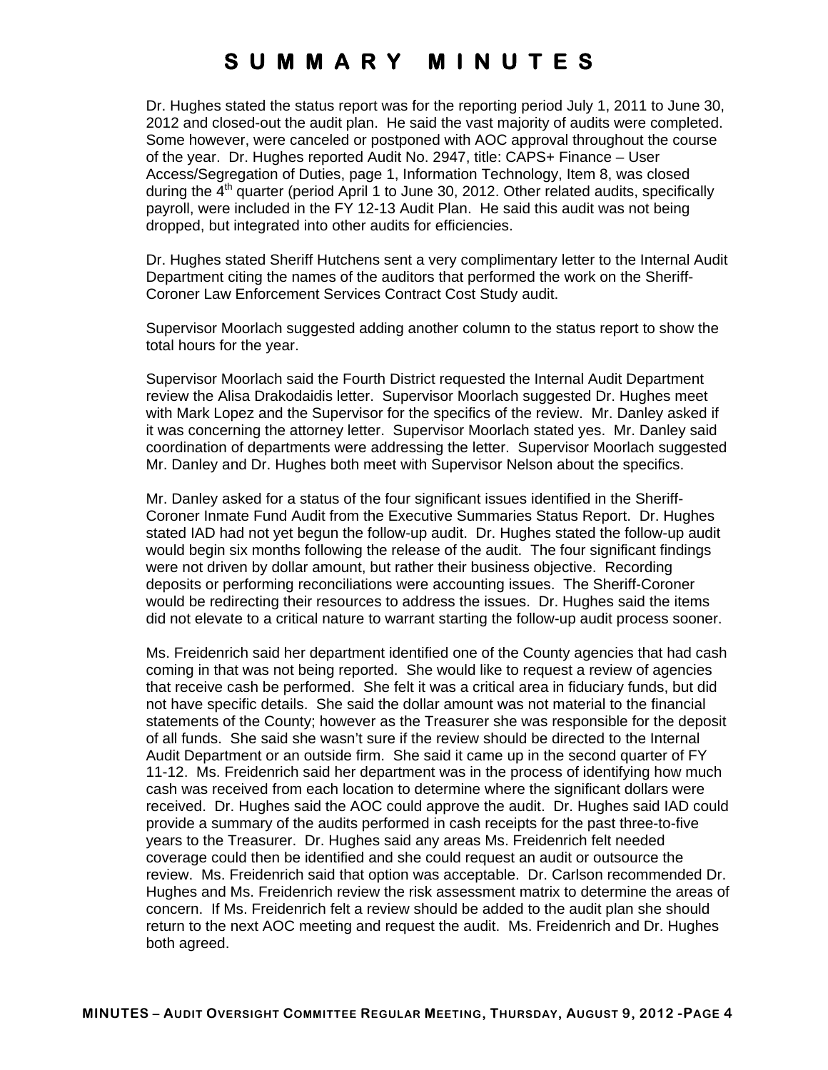# SUMMARY MINUTES

Dr. Hughes stated the status report was for the reporting period July 1, 2011 to June 30, 2012 and closed-out the audit plan. He said the vast majority of audits were completed. Some however, were canceled or postponed with AOC approval throughout the course of the year. Dr. Hughes reported Audit No. 2947, title: CAPS+ Finance – User Access/Segregation of Duties, page 1, Information Technology, Item 8, was closed during the 4th quarter (period April 1 to June 30, 2012. Other related audits, specifically payroll, were included in the FY 12-13 Audit Plan. He said this audit was not being dropped, but integrated into other audits for efficiencies.

Dr. Hughes stated Sheriff Hutchens sent a very complimentary letter to the Internal Audit Department citing the names of the auditors that performed the work on the Sheriff-Coroner Law Enforcement Services Contract Cost Study audit.

Supervisor Moorlach suggested adding another column to the status report to show the total hours for the year.

Supervisor Moorlach said the Fourth District requested the Internal Audit Department review the Alisa Drakodaidis letter. Supervisor Moorlach suggested Dr. Hughes meet with Mark Lopez and the Supervisor for the specifics of the review. Mr. Danley asked if it was concerning the attorney letter. Supervisor Moorlach stated yes. Mr. Danley said coordination of departments were addressing the letter. Supervisor Moorlach suggested Mr. Danley and Dr. Hughes both meet with Supervisor Nelson about the specifics.

Mr. Danley asked for a status of the four significant issues identified in the Sheriff-Coroner Inmate Fund Audit from the Executive Summaries Status Report. Dr. Hughes stated IAD had not yet begun the follow-up audit. Dr. Hughes stated the follow-up audit would begin six months following the release of the audit. The four significant findings were not driven by dollar amount, but rather their business objective. Recording deposits or performing reconciliations were accounting issues. The Sheriff-Coroner would be redirecting their resources to address the issues. Dr. Hughes said the items did not elevate to a critical nature to warrant starting the follow-up audit process sooner.

Ms. Freidenrich said her department identified one of the County agencies that had cash coming in that was not being reported. She would like to request a review of agencies that receive cash be performed. She felt it was a critical area in fiduciary funds, but did not have specific details. She said the dollar amount was not material to the financial statements of the County; however as the Treasurer she was responsible for the deposit of all funds. She said she wasn't sure if the review should be directed to the Internal Audit Department or an outside firm. She said it came up in the second quarter of FY 11-12. Ms. Freidenrich said her department was in the process of identifying how much cash was received from each location to determine where the significant dollars were received. Dr. Hughes said the AOC could approve the audit. Dr. Hughes said IAD could provide a summary of the audits performed in cash receipts for the past three-to-five years to the Treasurer. Dr. Hughes said any areas Ms. Freidenrich felt needed coverage could then be identified and she could request an audit or outsource the review. Ms. Freidenrich said that option was acceptable. Dr. Carlson recommended Dr. Hughes and Ms. Freidenrich review the risk assessment matrix to determine the areas of concern. If Ms. Freidenrich felt a review should be added to the audit plan she should return to the next AOC meeting and request the audit. Ms. Freidenrich and Dr. Hughes both agreed.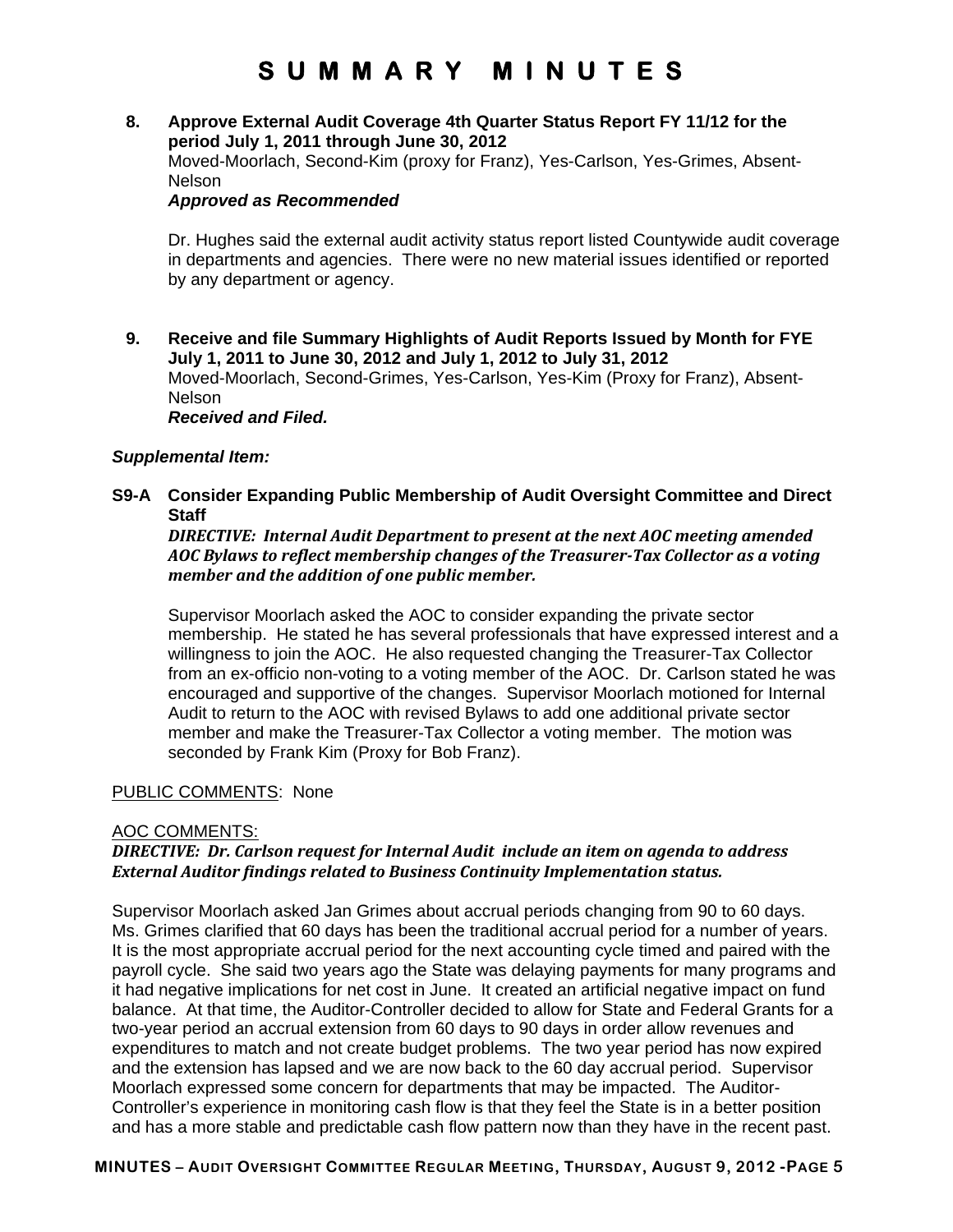# SUMMARY MINUTES

**8. Approve External Audit Coverage 4th Quarter Status Report FY 11/12 for the period July 1, 2011 through June 30, 2012**

Moved-Moorlach, Second-Kim (proxy for Franz), Yes-Carlson, Yes-Grimes, Absent-Nelson

***Approved as Recommended***

Dr. Hughes said the external audit activity status report listed Countywide audit coverage in departments and agencies. There were no new material issues identified or reported by any department or agency.

**9. Receive and file Summary Highlights of Audit Reports Issued by Month for FYE July 1, 2011 to June 30, 2012 and July 1, 2012 to July 31, 2012**

Moved-Moorlach, Second-Grimes, Yes-Carlson, Yes-Kim (Proxy for Franz), Absent-Nelson

***Received and Filed.***

***Supplemental Item:***

**S9-A Consider Expanding Public Membership of Audit Oversight Committee and Direct Staff**

***DIRECTIVE: Internal Audit Department to present at the next AOC meeting amended AOC Bylaws to reflect membership changes of the Treasurer-Tax Collector as a voting member and the addition of one public member.***

Supervisor Moorlach asked the AOC to consider expanding the private sector membership. He stated he has several professionals that have expressed interest and a willingness to join the AOC. He also requested changing the Treasurer-Tax Collector from an ex-officio non-voting to a voting member of the AOC. Dr. Carlson stated he was encouraged and supportive of the changes. Supervisor Moorlach motioned for Internal Audit to return to the AOC with revised Bylaws to add one additional private sector member and make the Treasurer-Tax Collector a voting member. The motion was seconded by Frank Kim (Proxy for Bob Franz).

PUBLIC COMMENTS: None

AOC COMMENTS:

***DIRECTIVE: Dr. Carlson request for Internal Audit include an item on agenda to address External Auditor findings related to Business Continuity Implementation status.***

Supervisor Moorlach asked Jan Grimes about accrual periods changing from 90 to 60 days. Ms. Grimes clarified that 60 days has been the traditional accrual period for a number of years. It is the most appropriate accrual period for the next accounting cycle timed and paired with the payroll cycle. She said two years ago the State was delaying payments for many programs and it had negative implications for net cost in June. It created an artificial negative impact on fund balance. At that time, the Auditor-Controller decided to allow for State and Federal Grants for a two-year period an accrual extension from 60 days to 90 days in order allow revenues and expenditures to match and not create budget problems. The two year period has now expired and the extension has lapsed and we are now back to the 60 day accrual period. Supervisor Moorlach expressed some concern for departments that may be impacted. The Auditor-Controller's experience in monitoring cash flow is that they feel the State is in a better position and has a more stable and predictable cash flow pattern now than they have in the recent past.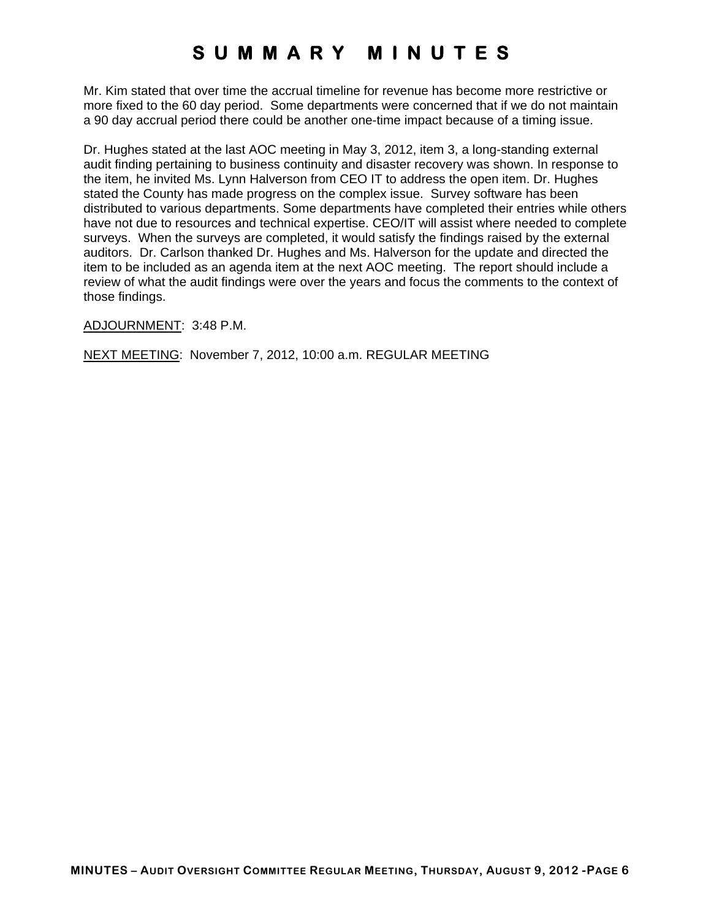# SUMMARY MINUTES

Mr. Kim stated that over time the accrual timeline for revenue has become more restrictive or more fixed to the 60 day period. Some departments were concerned that if we do not maintain a 90 day accrual period there could be another one-time impact because of a timing issue.

Dr. Hughes stated at the last AOC meeting in May 3, 2012, item 3, a long-standing external audit finding pertaining to business continuity and disaster recovery was shown. In response to the item, he invited Ms. Lynn Halverson from CEO IT to address the open item. Dr. Hughes stated the County has made progress on the complex issue. Survey software has been distributed to various departments. Some departments have completed their entries while others have not due to resources and technical expertise. CEO/IT will assist where needed to complete surveys. When the surveys are completed, it would satisfy the findings raised by the external auditors. Dr. Carlson thanked Dr. Hughes and Ms. Halverson for the update and directed the item to be included as an agenda item at the next AOC meeting. The report should include a review of what the audit findings were over the years and focus the comments to the context of those findings.

<u>ADJOURNMENT</u>: 3:48 P.M.

<u>NEXT MEETING</u>: November 7, 2012, 10:00 a.m. REGULAR MEETING